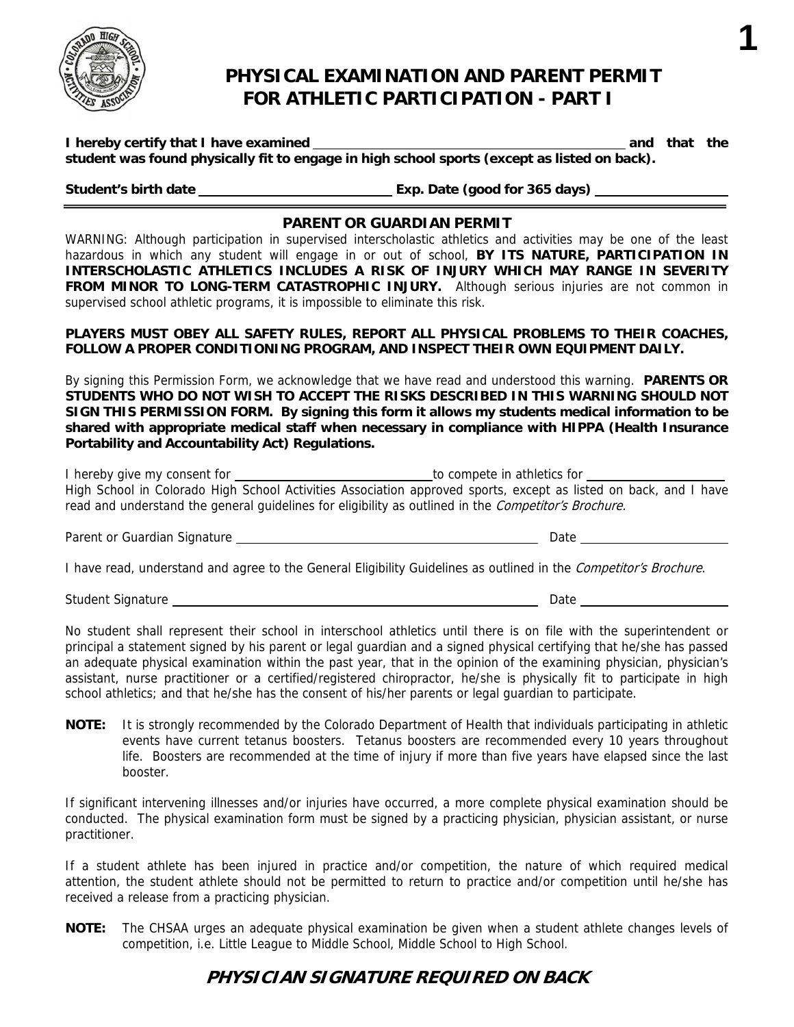# PHYSICAL EXAMINATION AND PARENT PERMIT FOR ATHLETIC PARTICIPATION - PART I

**I hereby certify that I have examined \_\_\_\_\_\_\_\_\_\_\_\_\_\_\_\_\_\_\_\_\_\_\_\_\_\_\_\_\_\_\_\_\_\_\_\_\_\_\_\_ and that the student was found physically fit to engage in high school sports (except as listed on back).**

**Student's birth date \_\_\_\_\_\_\_\_\_\_\_\_\_\_\_\_\_\_\_\_\_\_\_\_ Exp. Date (good for 365 days) \_\_\_\_\_\_\_\_\_\_\_\_\_\_\_\_\_\_**

## PARENT OR GUARDIAN PERMIT

WARNING: Although participation in supervised interscholastic athletics and activities may be one of the least hazardous in which any student will engage in or out of school, **BY ITS NATURE, PARTICIPATION IN INTERSCHOLASTIC ATHLETICS INCLUDES A RISK OF INJURY WHICH MAY RANGE IN SEVERITY FROM MINOR TO LONG-TERM CATASTROPHIC INJURY.** Although serious injuries are not common in supervised school athletic programs, it is impossible to eliminate this risk.

**PLAYERS MUST OBEY ALL SAFETY RULES, REPORT ALL PHYSICAL PROBLEMS TO THEIR COACHES, FOLLOW A PROPER CONDITIONING PROGRAM, AND INSPECT THEIR OWN EQUIPMENT DAILY.**

By signing this Permission Form, we acknowledge that we have read and understood this warning. **PARENTS OR STUDENTS WHO DO NOT WISH TO ACCEPT THE RISKS DESCRIBED IN THIS WARNING SHOULD NOT SIGN THIS PERMISSION FORM. By signing this form it allows my students medical information to be shared with appropriate medical staff when necessary in compliance with HIPPA (Health Insurance Portability and Accountability Act) Regulations.**

I hereby give my consent for \_\_\_\_\_\_\_\_\_\_\_\_\_\_\_\_\_\_\_\_\_\_\_\_\_\_\_\_ to compete in athletics for \_\_\_\_\_\_\_\_\_\_\_\_\_\_\_\_\_\_\_\_ High School in Colorado High School Activities Association approved sports, except as listed on back, and I have read and understand the general guidelines for eligibility as outlined in the *Competitor's Brochure.*

Parent or Guardian Signature \_\_\_\_\_\_\_\_\_\_\_\_\_\_\_\_\_\_\_\_\_\_\_\_\_\_\_\_\_\_\_\_\_\_\_\_\_\_\_\_\_\_\_\_ Date \_\_\_\_\_\_\_\_\_\_\_\_\_\_\_\_\_\_\_\_\_\_

I have read, understand and agree to the General Eligibility Guidelines as outlined in the *Competitor's Brochure*.

Student Signature \_\_\_\_\_\_\_\_\_\_\_\_\_\_\_\_\_\_\_\_\_\_\_\_\_\_\_\_\_\_\_\_\_\_\_\_\_\_\_\_\_\_\_\_\_\_\_\_\_\_ Date \_\_\_\_\_\_\_\_\_\_\_\_\_\_\_\_\_\_\_\_\_\_

No student shall represent their school in interschool athletics until there is on file with the superintendent or principal a statement signed by his parent or legal guardian and a signed physical certifying that he/she has passed an adequate physical examination within the past year, that in the opinion of the examining physician, physician's assistant, nurse practitioner or a certified/registered chiropractor, he/she is physically fit to participate in high school athletics; and that he/she has the consent of his/her parents or legal guardian to participate.

**NOTE:** It is strongly recommended by the Colorado Department of Health that individuals participating in athletic events have current tetanus boosters. Tetanus boosters are recommended every 10 years throughout life. Boosters are recommended at the time of injury if more than five years have elapsed since the last booster.

If significant intervening illnesses and/or injuries have occurred, a more complete physical examination should be conducted. The physical examination form must be signed by a practicing physician, physician assistant, or nurse practitioner.

If a student athlete has been injured in practice and/or competition, the nature of which required medical attention, the student athlete should not be permitted to return to practice and/or competition until he/she has received a release from a practicing physician.

**NOTE:** The CHSAA urges an adequate physical examination be given when a student athlete changes levels of competition, i.e. Little League to Middle School, Middle School to High School.

***PHYSICIAN SIGNATURE REQUIRED ON BACK***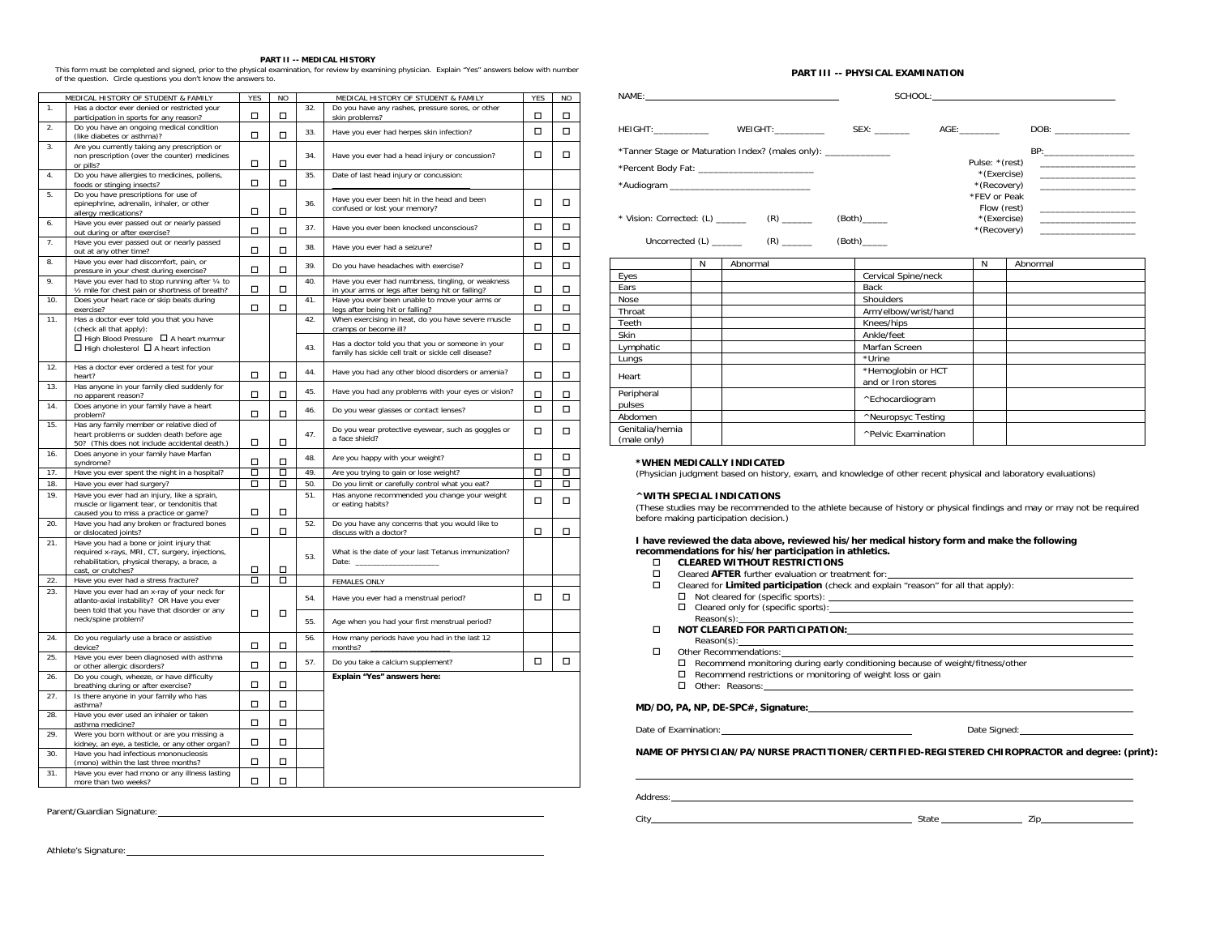## PART II -- MEDICAL HISTORY

This form must be completed and signed, prior to the physical examination, for review by examining physician. Explain "Yes" answers below with number of the question. Circle questions you don't know the answers to.

| | MEDICAL HISTORY OF STUDENT & FAMILY | YES | NO | | MEDICAL HISTORY OF STUDENT & FAMILY | YES | NO |
|---|---|---|---|---|---|---|---|
| 1. | Has a doctor ever denied or restricted your participation in sports for any reason? | ☐ | ☐ | 32. | Do you have any rashes, pressure sores, or other skin problems? | ☐ | ☐ |
| 2. | Do you have an ongoing medical condition (like diabetes or asthma)? | ☐ | ☐ | 33. | Have you ever had herpes skin infection? | ☐ | ☐ |
| 3. | Are you currently taking any prescription or non prescription (over the counter) medicines or pills? | ☐ | ☐ | 34. | Have you ever had a head injury or concussion? | ☐ | ☐ |
| 4. | Do you have allergies to medicines, pollens, foods or stinging insects? | ☐ | ☐ | 35. | Date of last head injury or concussion: ____________ | | |
| 5. | Do you have prescriptions for use of epinephrine, adrenalin, inhaler, or other allergy medications? | ☐ | ☐ | 36. | Have you ever been hit in the head and been confused or lost your memory? | ☐ | ☐ |
| 6. | Have you ever passed out or nearly passed out during or after exercise? | ☐ | ☐ | 37. | Have you ever been knocked unconscious? | ☐ | ☐ |
| 7. | Have you ever passed out or nearly passed out at any other time? | ☐ | ☐ | 38. | Have you ever had a seizure? | ☐ | ☐ |
| 8. | Have you ever had discomfort, pain, or pressure in your chest during exercise? | ☐ | ☐ | 39. | Do you have headaches with exercise? | ☐ | ☐ |
| 9. | Have you ever had to stop running after ¼ to ½ mile for chest pain or shortness of breath? | ☐ | ☐ | 40. | Have you ever had numbness, tingling, or weakness in your arms or legs after being hit or falling? | ☐ | ☐ |
| 10. | Does your heart race or skip beats during exercise? | ☐ | ☐ | 41. | Have you ever been unable to move your arms or legs after being hit or falling? | ☐ | ☐ |
| 11. | Has a doctor ever told you that you have (check all that apply): ☐ High Blood Pressure ☐ A heart murmur ☐ High cholesterol ☐ A heart infection | | | 42. | When exercising in heat, do you have severe muscle cramps or become ill? | ☐ | ☐ |
| | | | | 43. | Has a doctor told you that you or someone in your family has sickle cell trait or sickle cell disease? | ☐ | ☐ |
| 12. | Has a doctor ever ordered a test for your heart? | ☐ | ☐ | 44. | Have you had any other blood disorders or amenia? | ☐ | ☐ |
| 13. | Has anyone in your family died suddenly for no apparent reason? | ☐ | ☐ | 45. | Have you had any problems with your eyes or vision? | ☐ | ☐ |
| 14. | Does anyone in your family have a heart problem? | ☐ | ☐ | 46. | Do you wear glasses or contact lenses? | ☐ | ☐ |
| 15. | Has any family member or relative died of heart problems or sudden death before age 50? (This does not include accidental death.) | ☐ | ☐ | 47. | Do you wear protective eyewear, such as goggles or a face shield? | ☐ | ☐ |
| 16. | Does anyone in your family have Marfan syndrome? | ☐ | ☐ | 48. | Are you happy with your weight? | ☐ | ☐ |
| 17. | Have you ever spent the night in a hospital? | ☐ | ☐ | 49. | Are you trying to gain or lose weight? | ☐ | ☐ |
| 18. | Have you ever had surgery? | ☐ | ☐ | 50. | Do you limit or carefully control what you eat? | ☐ | ☐ |
| 19. | Have you ever had an injury, like a sprain, muscle or ligament tear, or tendonitis that caused you to miss a practice or game? | ☐ | ☐ | 51. | Has anyone recommended you change your weight or eating habits? | ☐ | ☐ |
| 20. | Have you had any broken or fractured bones or dislocated joints? | ☐ | ☐ | 52. | Do you have any concerns that you would like to discuss with a doctor? | ☐ | ☐ |
| 21. | Have you had a bone or joint injury that required x-rays, MRI, CT, surgery, injections, rehabilitation, physical therapy, a brace, a cast, or crutches? | ☐ | ☐ | 53. | What is the date of your last Tetanus immunization? Date: ____________ | | |
| 22. | Have you ever had a stress fracture? | ☐ | ☐ | | FEMALES ONLY | | |
| 23. | Have you ever had an x-ray of your neck for atlanto-axial instability? OR Have you ever been told that you have that disorder or any neck/spine problem? | ☐ | ☐ | 54. | Have you ever had a menstrual period? | ☐ | ☐ |
| | | | | 55. | Age when you had your first menstrual period? | | |
| 24. | Do you regularly use a brace or assistive device? | ☐ | ☐ | 56. | How many periods have you had in the last 12 months? ____________ | | |
| 25. | Have you ever been diagnosed with asthma or other allergic disorders? | ☐ | ☐ | 57. | Do you take a calcium supplement? | ☐ | ☐ |
| 26. | Do you cough, wheeze, or have difficulty breathing during or after exercise? | ☐ | ☐ | | **Explain "Yes" answers here:** | | |
| 27. | Is there anyone in your family who has asthma? | ☐ | ☐ | | | | |
| 28. | Have you ever used an inhaler or taken asthma medicine? | ☐ | ☐ | | | | |
| 29. | Were you born without or are you missing a kidney, an eye, a testicle, or any other organ? | ☐ | ☐ | | | | |
| 30. | Have you had infectious mononucleosis (mono) within the last three months? | ☐ | ☐ | | | | |
| 31. | Have you ever had mono or any illness lasting more than two weeks? | ☐ | ☐ | | | | |

Parent/Guardian Signature: ____________________

Athlete's Signature: ____________________

## PART III -- PHYSICAL EXAMINATION

NAME: ____________________ SCHOOL: ____________________

HEIGHT: __________ WEIGHT: __________ SEX: _______ AGE: ________ DOB: ______________

*Tanner Stage or Maturation Index? (males only): ____________ BP: ________________

*Percent Body Fat: ____________________ Pulse: *(rest) ________________

*Audiogram ____________________ *(Exercise) ________________

*(Recovery) ________________

*FEV or Peak Flow (rest) ________________

* Vision: Corrected: (L) ______ (R) ______ (Both)_____ *(Exercise) ________________

Uncorrected (L) ______ (R) ______ (Both)_____ *(Recovery) ________________

| | N | Abnormal | | N | Abnormal |
|---|---|---|---|---|---|
| Eyes | | | Cervical Spine/neck | | |
| Ears | | | Back | | |
| Nose | | | Shoulders | | |
| Throat | | | Arm/elbow/wrist/hand | | |
| Teeth | | | Knees/hips | | |
| Skin | | | Ankle/feet | | |
| Lymphatic | | | Marfan Screen | | |
| Lungs | | | *Urine | | |
| Heart | | | *Hemoglobin or HCT and or Iron stores | | |
| Peripheral pulses | | | ^Echocardiogram | | |
| Abdomen | | | ^Neuropsyc Testing | | |
| Genitalia/hernia (male only) | | | ^Pelvic Examination | | |

**\*WHEN MEDICALLY INDICATED**
(Physician judgment based on history, exam, and knowledge of other recent physical and laboratory evaluations)

**^WITH SPECIAL INDICATIONS**
(These studies may be recommended to the athlete because of history or physical findings and may or may not be required before making participation decision.)

**I have reviewed the data above, reviewed his/her medical history form and make the following recommendations for his/her participation in athletics.**

- ☐ **CLEARED WITHOUT RESTRICTIONS**
- ☐ Cleared **AFTER** further evaluation or treatment for: ____________________
- ☐ Cleared for **Limited participation** (check and explain "reason" for all that apply):
  - ☐ Not cleared for (specific sports): ____________________
  - ☐ Cleared only for (specific sports): ____________________
    Reason(s): ____________________
- ☐ **NOT CLEARED FOR PARTICIPATION:** ____________________
  Reason(s): ____________________
- ☐ Other Recommendations: ____________________
  - ☐ Recommend monitoring during early conditioning because of weight/fitness/other
  - ☐ Recommend restrictions or monitoring of weight loss or gain
  - ☐ Other: Reasons: ____________________

**MD/DO, PA, NP, DE-SPC#, Signature:** ____________________

Date of Examination: ____________________ Date Signed: ____________________

**NAME OF PHYSICIAN/PA/NURSE PRACTITIONER/CERTIFIED-REGISTERED CHIROPRACTOR and degree: (print):**

____________________

Address: ____________________

City ____________________ State ____________ Zip ____________